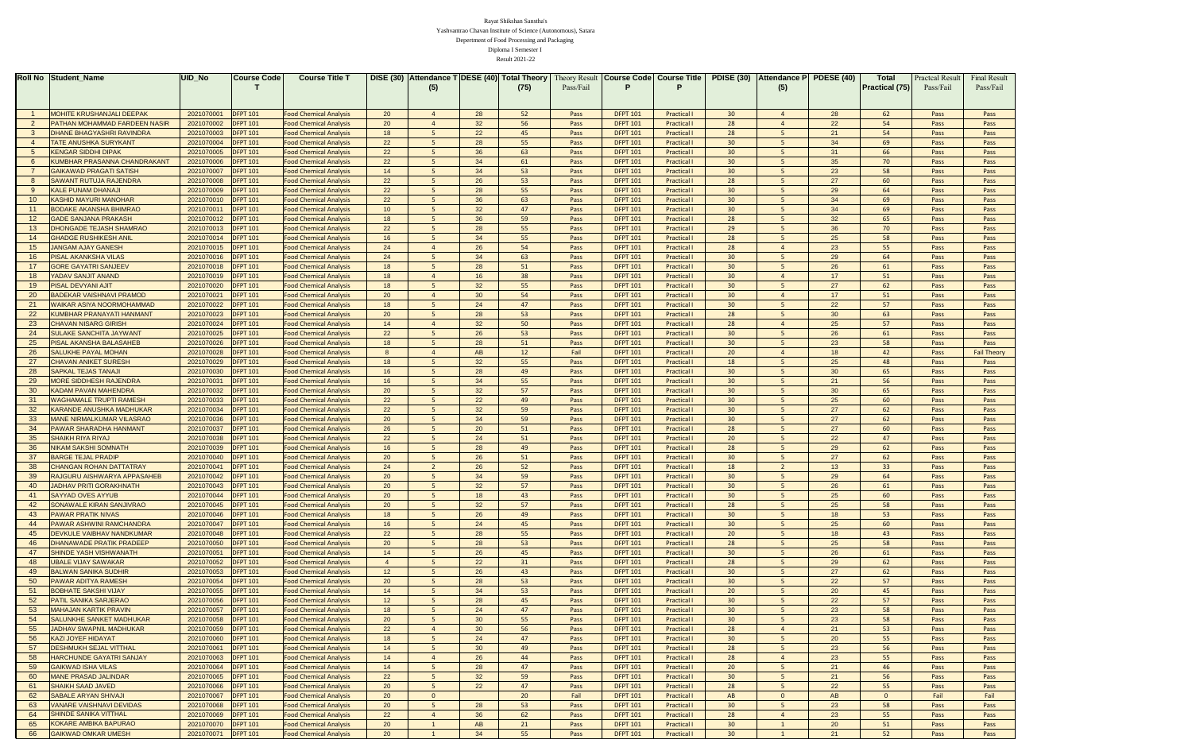Rayat Shikshan Sanstha's

Yashvantrao Chavan Institute of Science (Autonomous), Satara

Department of Food Processing and Packaging

Diploma I Semester I

Result 2021-22

| Roll No | Student_Name | UID_No | Course Code T | Course Title T | DISE (30) | Attendance T (5) | DESE (40) | Total Theory (75) | Theory Result Pass/Fail | Course Code P | Course Title P | PDISE (30) | Attendance P (5) | PDESE (40) | Total Practical (75) | Practcal Result Pass/Fail | Final Result Pass/Fail |
|---|---|---|---|---|---|---|---|---|---|---|---|---|---|---|---|---|---|
| 1 | MOHITE KRUSHANJALI DEEPAK | 2021070001 | DFPT 101 | Food Chemical Analysis | 20 | 4 | 28 | 52 | Pass | DFPT 101 | Practical I | 30 | 4 | 28 | 62 | Pass | Pass |
| 2 | PATHAN MOHAMMAD FARDEEN NASIR | 2021070002 | DFPT 101 | Food Chemical Analysis | 20 | 4 | 32 | 56 | Pass | DFPT 101 | Practical I | 28 | 4 | 22 | 54 | Pass | Pass |
| 3 | DHANE BHAGYASHRI RAVINDRA | 2021070003 | DFPT 101 | Food Chemical Analysis | 18 | 5 | 22 | 45 | Pass | DFPT 101 | Practical I | 28 | 5 | 21 | 54 | Pass | Pass |
| 4 | TATE ANUSHKA SURYKANT | 2021070004 | DFPT 101 | Food Chemical Analysis | 22 | 5 | 28 | 55 | Pass | DFPT 101 | Practical I | 30 | 5 | 34 | 69 | Pass | Pass |
| 5 | KENGAR SIDDHI DIPAK | 2021070005 | DFPT 101 | Food Chemical Analysis | 22 | 5 | 36 | 63 | Pass | DFPT 101 | Practical I | 30 | 5 | 31 | 66 | Pass | Pass |
| 6 | KUMBHAR PRASANNA CHANDRAKANT | 2021070006 | DFPT 101 | Food Chemical Analysis | 22 | 5 | 34 | 61 | Pass | DFPT 101 | Practical I | 30 | 5 | 35 | 70 | Pass | Pass |
| 7 | GAIKAWAD PRAGATI SATISH | 2021070007 | DFPT 101 | Food Chemical Analysis | 14 | 5 | 34 | 53 | Pass | DFPT 101 | Practical I | 30 | 5 | 23 | 58 | Pass | Pass |
| 8 | SAWANT RUTUJA RAJENDRA | 2021070008 | DFPT 101 | Food Chemical Analysis | 22 | 5 | 26 | 53 | Pass | DFPT 101 | Practical I | 28 | 5 | 27 | 60 | Pass | Pass |
| 9 | KALE PUNAM DHANAJI | 2021070009 | DFPT 101 | Food Chemical Analysis | 22 | 5 | 28 | 55 | Pass | DFPT 101 | Practical I | 30 | 5 | 29 | 64 | Pass | Pass |
| 10 | KASHID MAYURI MANOHAR | 2021070010 | DFPT 101 | Food Chemical Analysis | 22 | 5 | 36 | 63 | Pass | DFPT 101 | Practical I | 30 | 5 | 34 | 69 | Pass | Pass |
| 11 | BODAKE AKANSHA BHIMRAO | 2021070011 | DFPT 101 | Food Chemical Analysis | 10 | 5 | 32 | 47 | Pass | DFPT 101 | Practical I | 30 | 5 | 34 | 69 | Pass | Pass |
| 12 | GADE SANJANA PRAKASH | 2021070012 | DFPT 101 | Food Chemical Analysis | 18 | 5 | 36 | 59 | Pass | DFPT 101 | Practical I | 28 | 5 | 32 | 65 | Pass | Pass |
| 13 | DHONGADE TEJASH SHAMRAO | 2021070013 | DFPT 101 | Food Chemical Analysis | 22 | 5 | 28 | 55 | Pass | DFPT 101 | Practical I | 29 | 5 | 36 | 70 | Pass | Pass |
| 14 | GHADGE RUSHIKESH ANIL | 2021070014 | DFPT 101 | Food Chemical Analysis | 16 | 5 | 34 | 55 | Pass | DFPT 101 | Practical I | 28 | 5 | 25 | 58 | Pass | Pass |
| 15 | JANGAM AJAY GANESH | 2021070015 | DFPT 101 | Food Chemical Analysis | 24 | 4 | 26 | 54 | Pass | DFPT 101 | Practical I | 28 | 4 | 23 | 55 | Pass | Pass |
| 16 | PISAL AKANKSHA VILAS | 2021070016 | DFPT 101 | Food Chemical Analysis | 24 | 5 | 34 | 63 | Pass | DFPT 101 | Practical I | 30 | 5 | 29 | 64 | Pass | Pass |
| 17 | GORE GAYATRI SANJEEV | 2021070018 | DFPT 101 | Food Chemical Analysis | 18 | 5 | 28 | 51 | Pass | DFPT 101 | Practical I | 30 | 5 | 26 | 61 | Pass | Pass |
| 18 | YADAV SANJIT ANAND | 2021070019 | DFPT 101 | Food Chemical Analysis | 18 | 4 | 16 | 38 | Pass | DFPT 101 | Practical I | 30 | 4 | 17 | 51 | Pass | Pass |
| 19 | PISAL DEVYANI AJIT | 2021070020 | DFPT 101 | Food Chemical Analysis | 18 | 5 | 32 | 55 | Pass | DFPT 101 | Practical I | 30 | 5 | 27 | 62 | Pass | Pass |
| 20 | BADEKAR VAISHNAVI PRAMOD | 2021070021 | DFPT 101 | Food Chemical Analysis | 20 | 4 | 30 | 54 | Pass | DFPT 101 | Practical I | 30 | 4 | 17 | 51 | Pass | Pass |
| 21 | WAIKAR ASIYA NOORMOHAMMAD | 2021070022 | DFPT 101 | Food Chemical Analysis | 18 | 5 | 24 | 47 | Pass | DFPT 101 | Practical I | 30 | 5 | 22 | 57 | Pass | Pass |
| 22 | KUMBHAR PRANAYATI HANMANT | 2021070023 | DFPT 101 | Food Chemical Analysis | 20 | 5 | 28 | 53 | Pass | DFPT 101 | Practical I | 28 | 5 | 30 | 63 | Pass | Pass |
| 23 | CHAVAN NISARG GIRISH | 2021070024 | DFPT 101 | Food Chemical Analysis | 14 | 4 | 32 | 50 | Pass | DFPT 101 | Practical I | 28 | 4 | 25 | 57 | Pass | Pass |
| 24 | SULAKE SANCHITA JAYWANT | 2021070025 | DFPT 101 | Food Chemical Analysis | 22 | 5 | 26 | 53 | Pass | DFPT 101 | Practical I | 30 | 5 | 26 | 61 | Pass | Pass |
| 25 | PISAL AKANSHA BALASAHEB | 2021070026 | DFPT 101 | Food Chemical Analysis | 18 | 5 | 28 | 51 | Pass | DFPT 101 | Practical I | 30 | 5 | 23 | 58 | Pass | Pass |
| 26 | SALUKHE PAYAL MOHAN | 2021070028 | DFPT 101 | Food Chemical Analysis | 8 | 4 | AB | 12 | Fail | DFPT 101 | Practical I | 20 | 4 | 18 | 42 | Pass | Fail Theory |
| 27 | CHAVAN ANIKET SURESH | 2021070029 | DFPT 101 | Food Chemical Analysis | 18 | 5 | 32 | 55 | Pass | DFPT 101 | Practical I | 18 | 5 | 25 | 48 | Pass | Pass |
| 28 | SAPKAL TEJAS TANAJI | 2021070030 | DFPT 101 | Food Chemical Analysis | 16 | 5 | 28 | 49 | Pass | DFPT 101 | Practical I | 30 | 5 | 30 | 65 | Pass | Pass |
| 29 | MORE SIDDHESH RAJENDRA | 2021070031 | DFPT 101 | Food Chemical Analysis | 16 | 5 | 34 | 55 | Pass | DFPT 101 | Practical I | 30 | 5 | 21 | 56 | Pass | Pass |
| 30 | KADAM PAVAN MAHENDRA | 2021070032 | DFPT 101 | Food Chemical Analysis | 20 | 5 | 32 | 57 | Pass | DFPT 101 | Practical I | 30 | 5 | 30 | 65 | Pass | Pass |
| 31 | WAGHAMALE TRUPTI RAMESH | 2021070033 | DFPT 101 | Food Chemical Analysis | 22 | 5 | 22 | 49 | Pass | DFPT 101 | Practical I | 30 | 5 | 25 | 60 | Pass | Pass |
| 32 | KARANDE ANUSHKA MADHUKAR | 2021070034 | DFPT 101 | Food Chemical Analysis | 22 | 5 | 32 | 59 | Pass | DFPT 101 | Practical I | 30 | 5 | 27 | 62 | Pass | Pass |
| 33 | MANE NIRMALKUMAR VILASRAO | 2021070036 | DFPT 101 | Food Chemical Analysis | 20 | 5 | 34 | 59 | Pass | DFPT 101 | Practical I | 30 | 5 | 27 | 62 | Pass | Pass |
| 34 | PAWAR SHARADHA HANMANT | 2021070037 | DFPT 101 | Food Chemical Analysis | 26 | 5 | 20 | 51 | Pass | DFPT 101 | Practical I | 28 | 5 | 27 | 60 | Pass | Pass |
| 35 | SHAIKH RIYA RIYAJ | 2021070038 | DFPT 101 | Food Chemical Analysis | 22 | 5 | 24 | 51 | Pass | DFPT 101 | Practical I | 20 | 5 | 22 | 47 | Pass | Pass |
| 36 | NIKAM SAKSHI SOMNATH | 2021070039 | DFPT 101 | Food Chemical Analysis | 16 | 5 | 28 | 49 | Pass | DFPT 101 | Practical I | 28 | 5 | 29 | 62 | Pass | Pass |
| 37 | BARGE TEJAL PRADIP | 2021070040 | DFPT 101 | Food Chemical Analysis | 20 | 5 | 26 | 51 | Pass | DFPT 101 | Practical I | 30 | 5 | 27 | 62 | Pass | Pass |
| 38 | CHANGAN ROHAN DATTATRAY | 2021070041 | DFPT 101 | Food Chemical Analysis | 24 | 2 | 26 | 52 | Pass | DFPT 101 | Practical I | 18 | 2 | 13 | 33 | Pass | Pass |
| 39 | RAJGURU AISHWARYA APPASAHEB | 2021070042 | DFPT 101 | Food Chemical Analysis | 20 | 5 | 34 | 59 | Pass | DFPT 101 | Practical I | 30 | 5 | 29 | 64 | Pass | Pass |
| 40 | JADHAV PRITI GORAKHNATH | 2021070043 | DFPT 101 | Food Chemical Analysis | 20 | 5 | 32 | 57 | Pass | DFPT 101 | Practical I | 30 | 5 | 26 | 61 | Pass | Pass |
| 41 | SAYYAD OVES AYYUB | 2021070044 | DFPT 101 | Food Chemical Analysis | 20 | 5 | 18 | 43 | Pass | DFPT 101 | Practical I | 30 | 5 | 25 | 60 | Pass | Pass |
| 42 | SONAWALE KIRAN SANJIVRAO | 2021070045 | DFPT 101 | Food Chemical Analysis | 20 | 5 | 32 | 57 | Pass | DFPT 101 | Practical I | 28 | 5 | 25 | 58 | Pass | Pass |
| 43 | PAWAR PRATIK NIVAS | 2021070046 | DFPT 101 | Food Chemical Analysis | 18 | 5 | 26 | 49 | Pass | DFPT 101 | Practical I | 30 | 5 | 18 | 53 | Pass | Pass |
| 44 | PAWAR ASHWINI RAMCHANDRA | 2021070047 | DFPT 101 | Food Chemical Analysis | 16 | 5 | 24 | 45 | Pass | DFPT 101 | Practical I | 30 | 5 | 25 | 60 | Pass | Pass |
| 45 | DEVKULE VAIBHAV NANDKUMAR | 2021070048 | DFPT 101 | Food Chemical Analysis | 22 | 5 | 28 | 55 | Pass | DFPT 101 | Practical I | 20 | 5 | 18 | 43 | Pass | Pass |
| 46 | DHANAWADE PRATIK PRADEEP | 2021070050 | DFPT 101 | Food Chemical Analysis | 20 | 5 | 28 | 53 | Pass | DFPT 101 | Practical I | 28 | 5 | 25 | 58 | Pass | Pass |
| 47 | SHINDE YASH VISHWANATH | 2021070051 | DFPT 101 | Food Chemical Analysis | 14 | 5 | 26 | 45 | Pass | DFPT 101 | Practical I | 30 | 5 | 26 | 61 | Pass | Pass |
| 48 | UBALE VIJAY SAWAKAR | 2021070052 | DFPT 101 | Food Chemical Analysis | 4 | 5 | 22 | 31 | Pass | DFPT 101 | Practical I | 28 | 5 | 29 | 62 | Pass | Pass |
| 49 | BALWAN SANIKA SUDHIR | 2021070053 | DFPT 101 | Food Chemical Analysis | 12 | 5 | 26 | 43 | Pass | DFPT 101 | Practical I | 30 | 5 | 27 | 62 | Pass | Pass |
| 50 | PAWAR ADITYA RAMESH | 2021070054 | DFPT 101 | Food Chemical Analysis | 20 | 5 | 28 | 53 | Pass | DFPT 101 | Practical I | 30 | 5 | 22 | 57 | Pass | Pass |
| 51 | BOBHATE SAKSHI VIJAY | 2021070055 | DFPT 101 | Food Chemical Analysis | 14 | 5 | 34 | 53 | Pass | DFPT 101 | Practical I | 20 | 5 | 20 | 45 | Pass | Pass |
| 52 | PATIL SANIKA SARJERAO | 2021070056 | DFPT 101 | Food Chemical Analysis | 12 | 5 | 28 | 45 | Pass | DFPT 101 | Practical I | 30 | 5 | 22 | 57 | Pass | Pass |
| 53 | MAHAJAN KARTIK PRAVIN | 2021070057 | DFPT 101 | Food Chemical Analysis | 18 | 5 | 24 | 47 | Pass | DFPT 101 | Practical I | 30 | 5 | 23 | 58 | Pass | Pass |
| 54 | SALUNKHE SANKET MADHUKAR | 2021070058 | DFPT 101 | Food Chemical Analysis | 20 | 5 | 30 | 55 | Pass | DFPT 101 | Practical I | 30 | 5 | 23 | 58 | Pass | Pass |
| 55 | JADHAV SWAPNIL MADHUKAR | 2021070059 | DFPT 101 | Food Chemical Analysis | 22 | 4 | 30 | 56 | Pass | DFPT 101 | Practical I | 28 | 4 | 21 | 53 | Pass | Pass |
| 56 | KAZI JOYEF HIDAYAT | 2021070060 | DFPT 101 | Food Chemical Analysis | 18 | 5 | 24 | 47 | Pass | DFPT 101 | Practical I | 30 | 5 | 20 | 55 | Pass | Pass |
| 57 | DESHMUKH SEJAL VITTHAL | 2021070061 | DFPT 101 | Food Chemical Analysis | 14 | 5 | 30 | 49 | Pass | DFPT 101 | Practical I | 28 | 5 | 23 | 56 | Pass | Pass |
| 58 | HARCHUNDE GAYATRI SANJAY | 2021070063 | DFPT 101 | Food Chemical Analysis | 14 | 4 | 26 | 44 | Pass | DFPT 101 | Practical I | 28 | 4 | 23 | 55 | Pass | Pass |
| 59 | GAIKWAD ISHA VILAS | 2021070064 | DFPT 101 | Food Chemical Analysis | 14 | 5 | 28 | 47 | Pass | DFPT 101 | Practical I | 20 | 5 | 21 | 46 | Pass | Pass |
| 60 | MANE PRASAD JALINDAR | 2021070065 | DFPT 101 | Food Chemical Analysis | 22 | 5 | 32 | 59 | Pass | DFPT 101 | Practical I | 30 | 5 | 21 | 56 | Pass | Pass |
| 61 | SHAIKH SAAD JAVED | 2021070066 | DFPT 101 | Food Chemical Analysis | 20 | 5 | 22 | 47 | Pass | DFPT 101 | Practical I | 28 | 5 | 22 | 55 | Pass | Pass |
| 62 | SABALE ARYAN SHIVAJI | 2021070067 | DFPT 101 | Food Chemical Analysis | 20 | 0 | | 20 | Fail | DFPT 101 | Practical I | AB | 0 | AB | 0 | Fail | Fail |
| 63 | VANARE VAISHNAVI DEVIDAS | 2021070068 | DFPT 101 | Food Chemical Analysis | 20 | 5 | 28 | 53 | Pass | DFPT 101 | Practical I | 30 | 5 | 23 | 58 | Pass | Pass |
| 64 | SHINDE SANIKA VITTHAL | 2021070069 | DFPT 101 | Food Chemical Analysis | 22 | 4 | 36 | 62 | Pass | DFPT 101 | Practical I | 28 | 4 | 23 | 55 | Pass | Pass |
| 65 | KOKARE AMBIKA BAPURAO | 2021070070 | DFPT 101 | Food Chemical Analysis | 20 | 1 | AB | 21 | Pass | DFPT 101 | Practical I | 30 | 1 | 20 | 51 | Pass | Pass |
| 66 | GAIKWAD OMKAR UMESH | 2021070071 | DFPT 101 | Food Chemical Analysis | 20 | 1 | 34 | 55 | Pass | DFPT 101 | Practical I | 30 | 1 | 21 | 52 | Pass | Pass |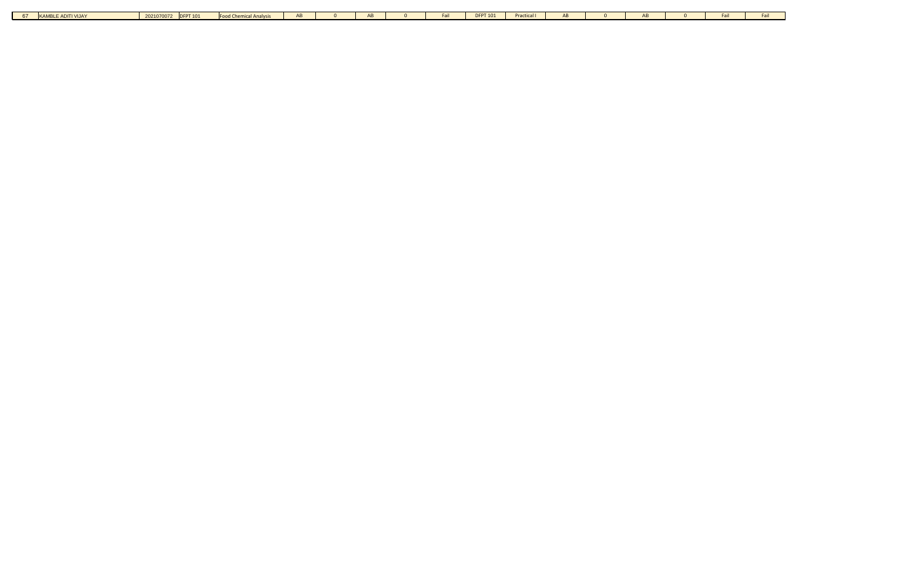| | | | | | | | | | | | | | | | | | |
|---|---|---|---|---|---|---|---|---|---|---|---|---|---|---|---|---|---|
| 67 | KAMBLE ADITI VIJAY | 2021070072 | DFPT 101 | Food Chemical Analysis | AB | 0 | AB | 0 | Fail | DFPT 101 | Practical I | AB | 0 | AB | 0 | Fail | Fail |